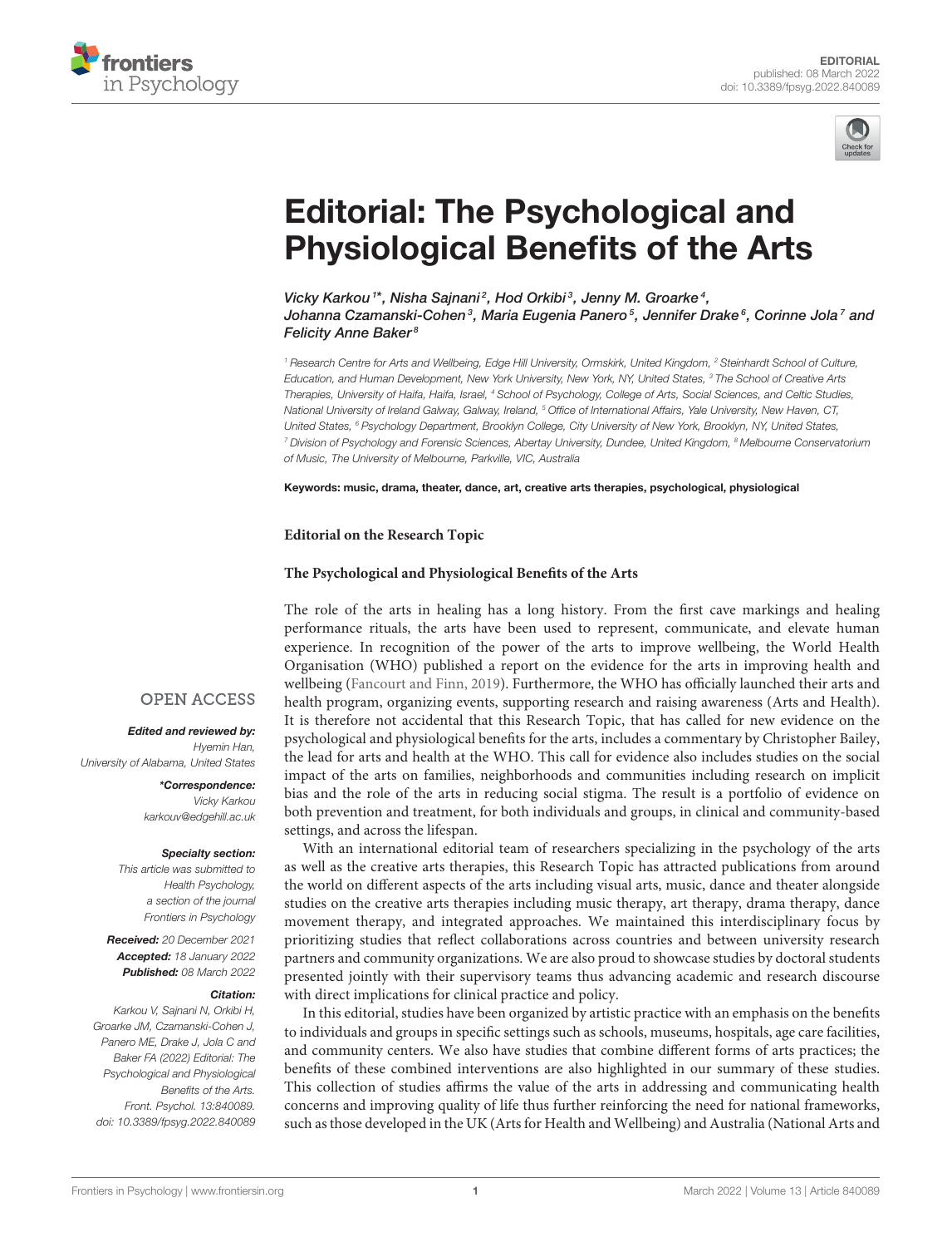EDITORIAL
published: 08 March 2022
doi: 10.3389/fpsyg.2022.840089

# Editorial: The Psychological and Physiological Benefits of the Arts

*Vicky Karkou[1]\*, Nisha Sajnani[2], Hod Orkibi[3], Jenny M. Groarke[4], Johanna Czamanski-Cohen[3], Maria Eugenia Panero[5], Jennifer Drake[6], Corinne Jola[7] and Felicity Anne Baker[8]*

[1] Research Centre for Arts and Wellbeing, Edge Hill University, Ormskirk, United Kingdom, [2] Steinhardt School of Culture, Education, and Human Development, New York University, New York, NY, United States, [3] The School of Creative Arts Therapies, University of Haifa, Haifa, Israel, [4] School of Psychology, College of Arts, Social Sciences, and Celtic Studies, National University of Ireland Galway, Galway, Ireland, [5] Office of International Affairs, Yale University, New Haven, CT, United States, [6] Psychology Department, Brooklyn College, City University of New York, Brooklyn, NY, United States, [7] Division of Psychology and Forensic Sciences, Abertay University, Dundee, United Kingdom, [8] Melbourne Conservatorium of Music, The University of Melbourne, Parkville, VIC, Australia

**Keywords:** music, drama, theater, dance, art, creative arts therapies, psychological, physiological

OPEN ACCESS

***Edited and reviewed by:***
*Hyemin Han,*
*University of Alabama, United States*

***\*Correspondence:***
*Vicky Karkou*
*karkouv@edgehill.ac.uk*

**Specialty section:**
*This article was submitted to Health Psychology, a section of the journal Frontiers in Psychology*

***Received:*** *20 December 2021*
***Accepted:*** *18 January 2022*
***Published:*** *08 March 2022*

**Citation:**
*Karkou V, Sajnani N, Orkibi H, Groarke JM, Czamanski-Cohen J, Panero ME, Drake J, Jola C and Baker FA (2022) Editorial: The Psychological and Physiological Benefits of the Arts. Front. Psychol. 13:840089. doi: 10.3389/fpsyg.2022.840089*

**Editorial on the Research Topic**

**The Psychological and Physiological Benefits of the Arts**

The role of the arts in healing has a long history. From the first cave markings and healing performance rituals, the arts have been used to represent, communicate, and elevate human experience. In recognition of the power of the arts to improve wellbeing, the World Health Organisation (WHO) published a report on the evidence for the arts in improving health and wellbeing (Fancourt and Finn, 2019). Furthermore, the WHO has officially launched their arts and health program, organizing events, supporting research and raising awareness (Arts and Health). It is therefore not accidental that this Research Topic, that has called for new evidence on the psychological and physiological benefits for the arts, includes a commentary by Christopher Bailey, the lead for arts and health at the WHO. This call for evidence also includes studies on the social impact of the arts on families, neighborhoods and communities including research on implicit bias and the role of the arts in reducing social stigma. The result is a portfolio of evidence on both prevention and treatment, for both individuals and groups, in clinical and community-based settings, and across the lifespan.

With an international editorial team of researchers specializing in the psychology of the arts as well as the creative arts therapies, this Research Topic has attracted publications from around the world on different aspects of the arts including visual arts, music, dance and theater alongside studies on the creative arts therapies including music therapy, art therapy, drama therapy, dance movement therapy, and integrated approaches. We maintained this interdisciplinary focus by prioritizing studies that reflect collaborations across countries and between university research partners and community organizations. We are also proud to showcase studies by doctoral students presented jointly with their supervisory teams thus advancing academic and research discourse with direct implications for clinical practice and policy.

In this editorial, studies have been organized by artistic practice with an emphasis on the benefits to individuals and groups in specific settings such as schools, museums, hospitals, age care facilities, and community centers. We also have studies that combine different forms of arts practices; the benefits of these combined interventions are also highlighted in our summary of these studies. This collection of studies affirms the value of the arts in addressing and communicating health concerns and improving quality of life thus further reinforcing the need for national frameworks, such as those developed in the UK (Arts for Health and Wellbeing) and Australia (National Arts and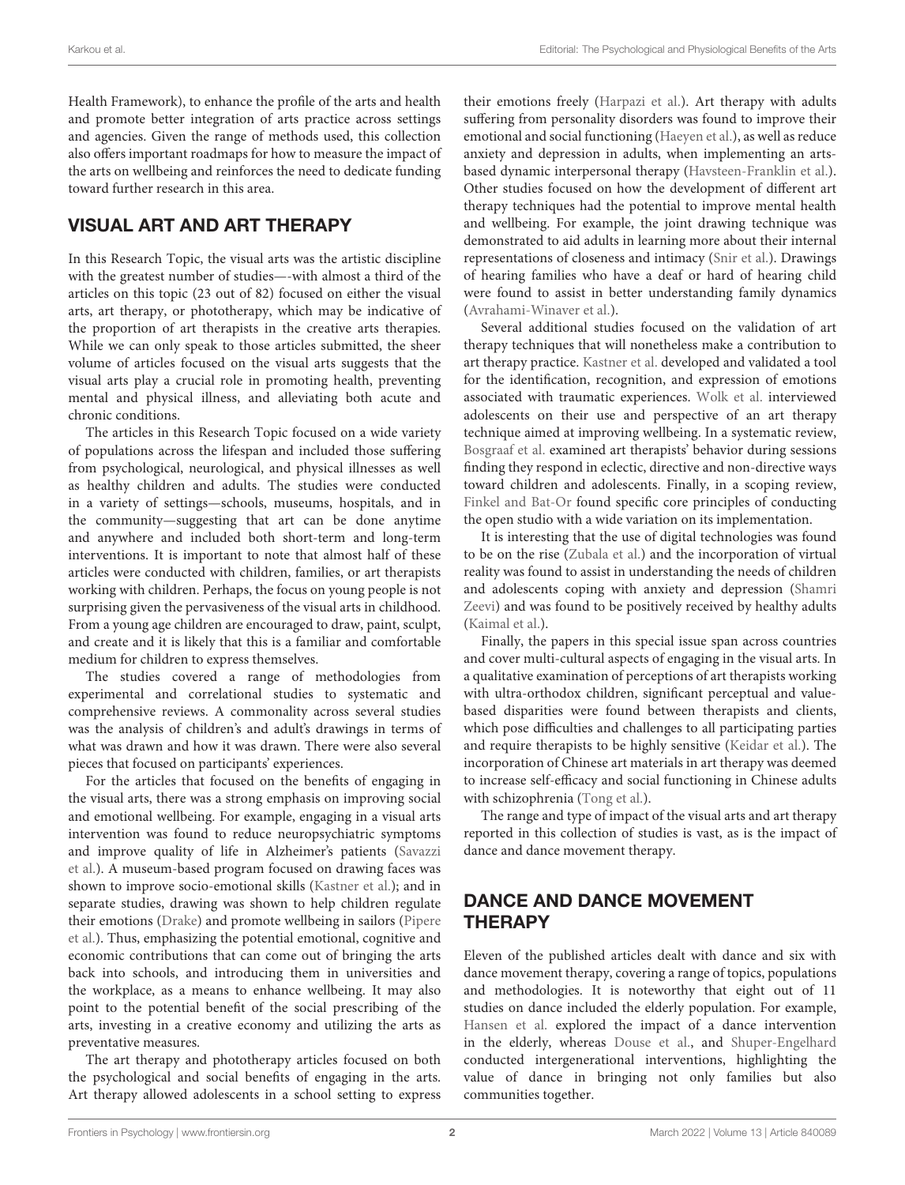Health Framework), to enhance the profile of the arts and health and promote better integration of arts practice across settings and agencies. Given the range of methods used, this collection also offers important roadmaps for how to measure the impact of the arts on wellbeing and reinforces the need to dedicate funding toward further research in this area.

## VISUAL ART AND ART THERAPY

In this Research Topic, the visual arts was the artistic discipline with the greatest number of studies—-with almost a third of the articles on this topic (23 out of 82) focused on either the visual arts, art therapy, or phototherapy, which may be indicative of the proportion of art therapists in the creative arts therapies. While we can only speak to those articles submitted, the sheer volume of articles focused on the visual arts suggests that the visual arts play a crucial role in promoting health, preventing mental and physical illness, and alleviating both acute and chronic conditions.

The articles in this Research Topic focused on a wide variety of populations across the lifespan and included those suffering from psychological, neurological, and physical illnesses as well as healthy children and adults. The studies were conducted in a variety of settings—schools, museums, hospitals, and in the community—suggesting that art can be done anytime and anywhere and included both short-term and long-term interventions. It is important to note that almost half of these articles were conducted with children, families, or art therapists working with children. Perhaps, the focus on young people is not surprising given the pervasiveness of the visual arts in childhood. From a young age children are encouraged to draw, paint, sculpt, and create and it is likely that this is a familiar and comfortable medium for children to express themselves.

The studies covered a range of methodologies from experimental and correlational studies to systematic and comprehensive reviews. A commonality across several studies was the analysis of children's and adult's drawings in terms of what was drawn and how it was drawn. There were also several pieces that focused on participants' experiences.

For the articles that focused on the benefits of engaging in the visual arts, there was a strong emphasis on improving social and emotional wellbeing. For example, engaging in a visual arts intervention was found to reduce neuropsychiatric symptoms and improve quality of life in Alzheimer's patients (Savazzi et al.). A museum-based program focused on drawing faces was shown to improve socio-emotional skills (Kastner et al.); and in separate studies, drawing was shown to help children regulate their emotions (Drake) and promote wellbeing in sailors (Pipere et al.). Thus, emphasizing the potential emotional, cognitive and economic contributions that can come out of bringing the arts back into schools, and introducing them in universities and the workplace, as a means to enhance wellbeing. It may also point to the potential benefit of the social prescribing of the arts, investing in a creative economy and utilizing the arts as preventative measures.

The art therapy and phototherapy articles focused on both the psychological and social benefits of engaging in the arts. Art therapy allowed adolescents in a school setting to express their emotions freely (Harpazi et al.). Art therapy with adults suffering from personality disorders was found to improve their emotional and social functioning (Haeyen et al.), as well as reduce anxiety and depression in adults, when implementing an arts-based dynamic interpersonal therapy (Havsteen-Franklin et al.). Other studies focused on how the development of different art therapy techniques had the potential to improve mental health and wellbeing. For example, the joint drawing technique was demonstrated to aid adults in learning more about their internal representations of closeness and intimacy (Snir et al.). Drawings of hearing families who have a deaf or hard of hearing child were found to assist in better understanding family dynamics (Avrahami-Winaver et al.).

Several additional studies focused on the validation of art therapy techniques that will nonetheless make a contribution to art therapy practice. Kastner et al. developed and validated a tool for the identification, recognition, and expression of emotions associated with traumatic experiences. Wolk et al. interviewed adolescents on their use and perspective of an art therapy technique aimed at improving wellbeing. In a systematic review, Bosgraaf et al. examined art therapists' behavior during sessions finding they respond in eclectic, directive and non-directive ways toward children and adolescents. Finally, in a scoping review, Finkel and Bat-Or found specific core principles of conducting the open studio with a wide variation on its implementation.

It is interesting that the use of digital technologies was found to be on the rise (Zubala et al.) and the incorporation of virtual reality was found to assist in understanding the needs of children and adolescents coping with anxiety and depression (Shamri Zeevi) and was found to be positively received by healthy adults (Kaimal et al.).

Finally, the papers in this special issue span across countries and cover multi-cultural aspects of engaging in the visual arts. In a qualitative examination of perceptions of art therapists working with ultra-orthodox children, significant perceptual and value-based disparities were found between therapists and clients, which pose difficulties and challenges to all participating parties and require therapists to be highly sensitive (Keidar et al.). The incorporation of Chinese art materials in art therapy was deemed to increase self-efficacy and social functioning in Chinese adults with schizophrenia (Tong et al.).

The range and type of impact of the visual arts and art therapy reported in this collection of studies is vast, as is the impact of dance and dance movement therapy.

## DANCE AND DANCE MOVEMENT THERAPY

Eleven of the published articles dealt with dance and six with dance movement therapy, covering a range of topics, populations and methodologies. It is noteworthy that eight out of 11 studies on dance included the elderly population. For example, Hansen et al. explored the impact of a dance intervention in the elderly, whereas Douse et al., and Shuper-Engelhard conducted intergenerational interventions, highlighting the value of dance in bringing not only families but also communities together.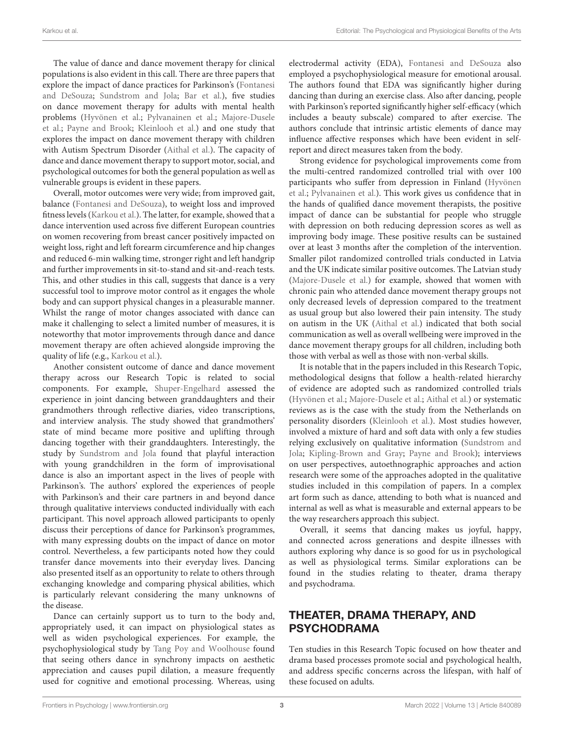The value of dance and dance movement therapy for clinical populations is also evident in this call. There are three papers that explore the impact of dance practices for Parkinson's (Fontanesi and DeSouza; Sundstrom and Jola; Bar et al.), five studies on dance movement therapy for adults with mental health problems (Hyvönen et al.; Pylvanainen et al.; Majore-Dusele et al.; Payne and Brook; Kleinlooh et al.) and one study that explores the impact on dance movement therapy with children with Autism Spectrum Disorder (Aithal et al.). The capacity of dance and dance movement therapy to support motor, social, and psychological outcomes for both the general population as well as vulnerable groups is evident in these papers.

Overall, motor outcomes were very wide; from improved gait, balance (Fontanesi and DeSouza), to weight loss and improved fitness levels (Karkou et al.). The latter, for example, showed that a dance intervention used across five different European countries on women recovering from breast cancer positively impacted on weight loss, right and left forearm circumference and hip changes and reduced 6-min walking time, stronger right and left handgrip and further improvements in sit-to-stand and sit-and-reach tests. This, and other studies in this call, suggests that dance is a very successful tool to improve motor control as it engages the whole body and can support physical changes in a pleasurable manner. Whilst the range of motor changes associated with dance can make it challenging to select a limited number of measures, it is noteworthy that motor improvements through dance and dance movement therapy are often achieved alongside improving the quality of life (e.g., Karkou et al.).

Another consistent outcome of dance and dance movement therapy across our Research Topic is related to social components. For example, Shuper-Engelhard assessed the experience in joint dancing between granddaughters and their grandmothers through reflective diaries, video transcriptions, and interview analysis. The study showed that grandmothers' state of mind became more positive and uplifting through dancing together with their granddaughters. Interestingly, the study by Sundstrom and Jola found that playful interaction with young grandchildren in the form of improvisational dance is also an important aspect in the lives of people with Parkinson's. The authors' explored the experiences of people with Parkinson's and their care partners in and beyond dance through qualitative interviews conducted individually with each participant. This novel approach allowed participants to openly discuss their perceptions of dance for Parkinson's programmes, with many expressing doubts on the impact of dance on motor control. Nevertheless, a few participants noted how they could transfer dance movements into their everyday lives. Dancing also presented itself as an opportunity to relate to others through exchanging knowledge and comparing physical abilities, which is particularly relevant considering the many unknowns of the disease.

Dance can certainly support us to turn to the body and, appropriately used, it can impact on physiological states as well as widen psychological experiences. For example, the psychophysiological study by Tang Poy and Woolhouse found that seeing others dance in synchrony impacts on aesthetic appreciation and causes pupil dilation, a measure frequently used for cognitive and emotional processing. Whereas, using electrodermal activity (EDA), Fontanesi and DeSouza also employed a psychophysiological measure for emotional arousal. The authors found that EDA was significantly higher during dancing than during an exercise class. Also after dancing, people with Parkinson's reported significantly higher self-efficacy (which includes a beauty subscale) compared to after exercise. The authors conclude that intrinsic artistic elements of dance may influence affective responses which have been evident in self-report and direct measures taken from the body.

Strong evidence for psychological improvements come from the multi-centred randomized controlled trial with over 100 participants who suffer from depression in Finland (Hyvönen et al.; Pylvanainen et al.). This work gives us confidence that in the hands of qualified dance movement therapists, the positive impact of dance can be substantial for people who struggle with depression on both reducing depression scores as well as improving body image. These positive results can be sustained over at least 3 months after the completion of the intervention. Smaller pilot randomized controlled trials conducted in Latvia and the UK indicate similar positive outcomes. The Latvian study (Majore-Dusele et al.) for example, showed that women with chronic pain who attended dance movement therapy groups not only decreased levels of depression compared to the treatment as usual group but also lowered their pain intensity. The study on autism in the UK (Aithal et al.) indicated that both social communication as well as overall wellbeing were improved in the dance movement therapy groups for all children, including both those with verbal as well as those with non-verbal skills.

It is notable that in the papers included in this Research Topic, methodological designs that follow a health-related hierarchy of evidence are adopted such as randomized controlled trials (Hyvönen et al.; Majore-Dusele et al.; Aithal et al.) or systematic reviews as is the case with the study from the Netherlands on personality disorders (Kleinlooh et al.). Most studies however, involved a mixture of hard and soft data with only a few studies relying exclusively on qualitative information (Sundstrom and Jola; Kipling-Brown and Gray; Payne and Brook); interviews on user perspectives, autoethnographic approaches and action research were some of the approaches adopted in the qualitative studies included in this compilation of papers. In a complex art form such as dance, attending to both what is nuanced and internal as well as what is measurable and external appears to be the way researchers approach this subject.

Overall, it seems that dancing makes us joyful, happy, and connected across generations and despite illnesses with authors exploring why dance is so good for us in psychological as well as physiological terms. Similar explorations can be found in the studies relating to theater, drama therapy and psychodrama.

## THEATER, DRAMA THERAPY, AND PSYCHODRAMA

Ten studies in this Research Topic focused on how theater and drama based processes promote social and psychological health, and address specific concerns across the lifespan, with half of these focused on adults.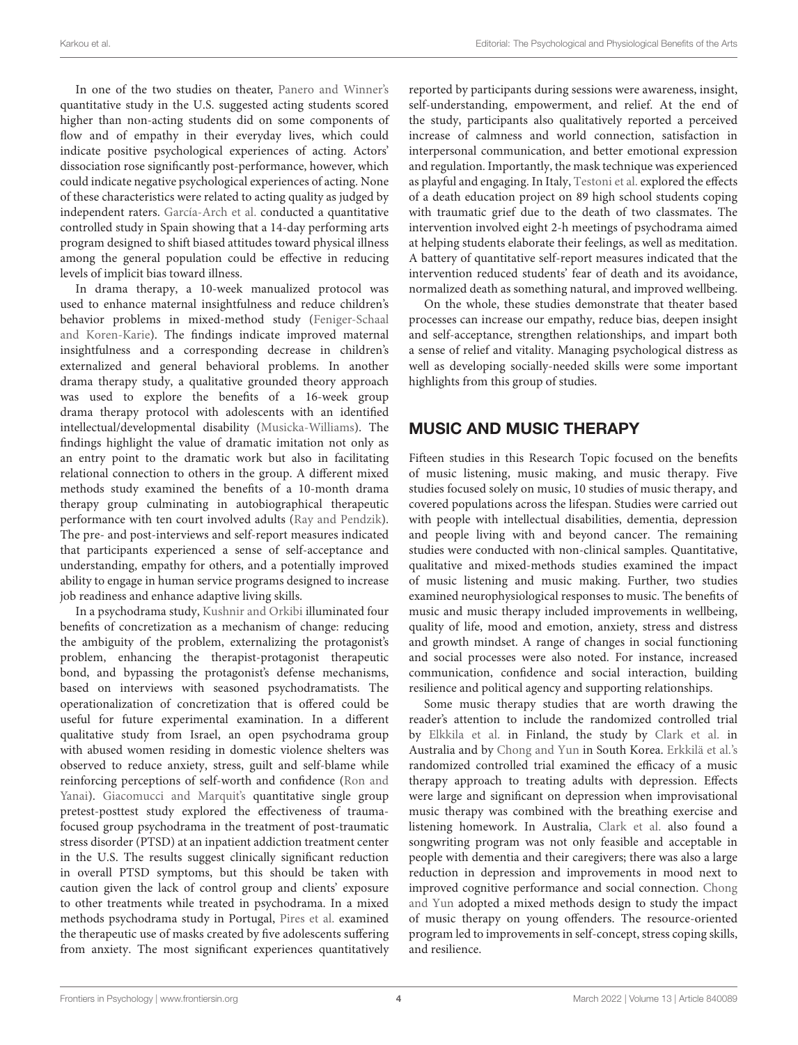In one of the two studies on theater, Panero and Winner's quantitative study in the U.S. suggested acting students scored higher than non-acting students did on some components of flow and of empathy in their everyday lives, which could indicate positive psychological experiences of acting. Actors' dissociation rose significantly post-performance, however, which could indicate negative psychological experiences of acting. None of these characteristics were related to acting quality as judged by independent raters. García-Arch et al. conducted a quantitative controlled study in Spain showing that a 14-day performing arts program designed to shift biased attitudes toward physical illness among the general population could be effective in reducing levels of implicit bias toward illness.

In drama therapy, a 10-week manualized protocol was used to enhance maternal insightfulness and reduce children's behavior problems in mixed-method study (Feniger-Schaal and Koren-Karie). The findings indicate improved maternal insightfulness and a corresponding decrease in children's externalized and general behavioral problems. In another drama therapy study, a qualitative grounded theory approach was used to explore the benefits of a 16-week group drama therapy protocol with adolescents with an identified intellectual/developmental disability (Musicka-Williams). The findings highlight the value of dramatic imitation not only as an entry point to the dramatic work but also in facilitating relational connection to others in the group. A different mixed methods study examined the benefits of a 10-month drama therapy group culminating in autobiographical therapeutic performance with ten court involved adults (Ray and Pendzik). The pre- and post-interviews and self-report measures indicated that participants experienced a sense of self-acceptance and understanding, empathy for others, and a potentially improved ability to engage in human service programs designed to increase job readiness and enhance adaptive living skills.

In a psychodrama study, Kushnir and Orkibi illuminated four benefits of concretization as a mechanism of change: reducing the ambiguity of the problem, externalizing the protagonist's problem, enhancing the therapist-protagonist therapeutic bond, and bypassing the protagonist's defense mechanisms, based on interviews with seasoned psychodramatists. The operationalization of concretization that is offered could be useful for future experimental examination. In a different qualitative study from Israel, an open psychodrama group with abused women residing in domestic violence shelters was observed to reduce anxiety, stress, guilt and self-blame while reinforcing perceptions of self-worth and confidence (Ron and Yanai). Giacomucci and Marquit's quantitative single group pretest-posttest study explored the effectiveness of trauma-focused group psychodrama in the treatment of post-traumatic stress disorder (PTSD) at an inpatient addiction treatment center in the U.S. The results suggest clinically significant reduction in overall PTSD symptoms, but this should be taken with caution given the lack of control group and clients' exposure to other treatments while treated in psychodrama. In a mixed methods psychodrama study in Portugal, Pires et al. examined the therapeutic use of masks created by five adolescents suffering from anxiety. The most significant experiences quantitatively reported by participants during sessions were awareness, insight, self-understanding, empowerment, and relief. At the end of the study, participants also qualitatively reported a perceived increase of calmness and world connection, satisfaction in interpersonal communication, and better emotional expression and regulation. Importantly, the mask technique was experienced as playful and engaging. In Italy, Testoni et al. explored the effects of a death education project on 89 high school students coping with traumatic grief due to the death of two classmates. The intervention involved eight 2-h meetings of psychodrama aimed at helping students elaborate their feelings, as well as meditation. A battery of quantitative self-report measures indicated that the intervention reduced students' fear of death and its avoidance, normalized death as something natural, and improved wellbeing.

On the whole, these studies demonstrate that theater based processes can increase our empathy, reduce bias, deepen insight and self-acceptance, strengthen relationships, and impart both a sense of relief and vitality. Managing psychological distress as well as developing socially-needed skills were some important highlights from this group of studies.

## MUSIC AND MUSIC THERAPY

Fifteen studies in this Research Topic focused on the benefits of music listening, music making, and music therapy. Five studies focused solely on music, 10 studies of music therapy, and covered populations across the lifespan. Studies were carried out with people with intellectual disabilities, dementia, depression and people living with and beyond cancer. The remaining studies were conducted with non-clinical samples. Quantitative, qualitative and mixed-methods studies examined the impact of music listening and music making. Further, two studies examined neurophysiological responses to music. The benefits of music and music therapy included improvements in wellbeing, quality of life, mood and emotion, anxiety, stress and distress and growth mindset. A range of changes in social functioning and social processes were also noted. For instance, increased communication, confidence and social interaction, building resilience and political agency and supporting relationships.

Some music therapy studies that are worth drawing the reader's attention to include the randomized controlled trial by Elkkila et al. in Finland, the study by Clark et al. in Australia and by Chong and Yun in South Korea. Erkkilä et al.'s randomized controlled trial examined the efficacy of a music therapy approach to treating adults with depression. Effects were large and significant on depression when improvisational music therapy was combined with the breathing exercise and listening homework. In Australia, Clark et al. also found a songwriting program was not only feasible and acceptable in people with dementia and their caregivers; there was also a large reduction in depression and improvements in mood next to improved cognitive performance and social connection. Chong and Yun adopted a mixed methods design to study the impact of music therapy on young offenders. The resource-oriented program led to improvements in self-concept, stress coping skills, and resilience.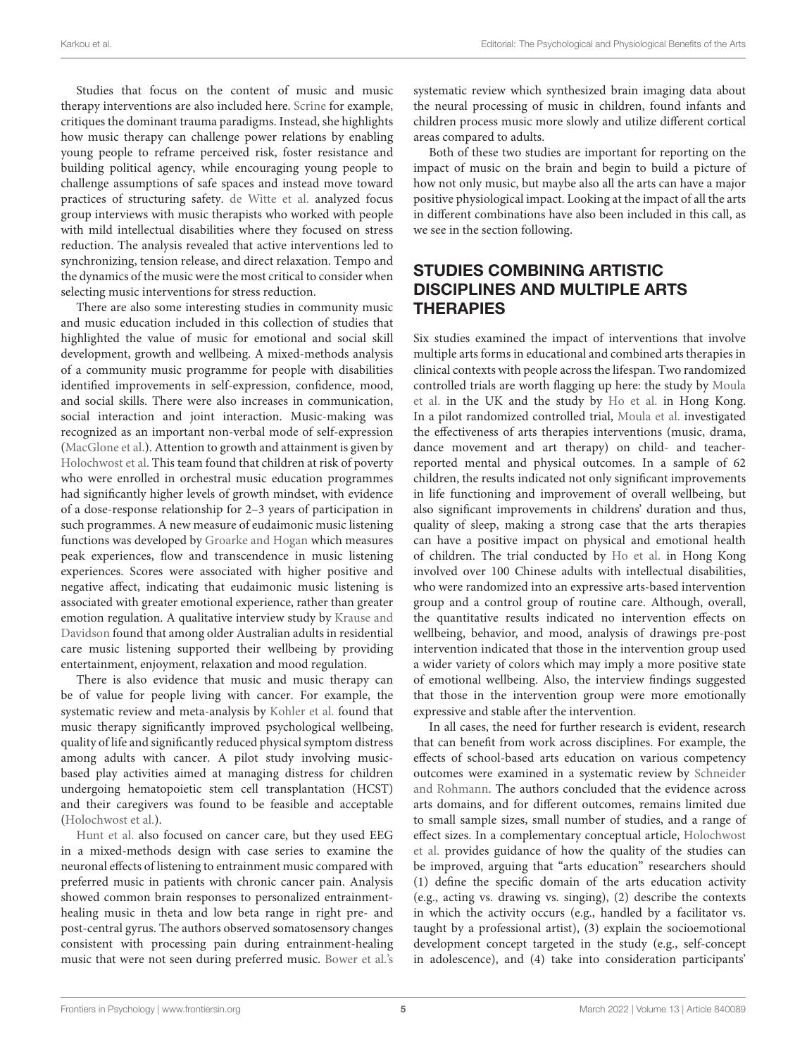Studies that focus on the content of music and music therapy interventions are also included here. Scrine for example, critiques the dominant trauma paradigms. Instead, she highlights how music therapy can challenge power relations by enabling young people to reframe perceived risk, foster resistance and building political agency, while encouraging young people to challenge assumptions of safe spaces and instead move toward practices of structuring safety. de Witte et al. analyzed focus group interviews with music therapists who worked with people with mild intellectual disabilities where they focused on stress reduction. The analysis revealed that active interventions led to synchronizing, tension release, and direct relaxation. Tempo and the dynamics of the music were the most critical to consider when selecting music interventions for stress reduction.

There are also some interesting studies in community music and music education included in this collection of studies that highlighted the value of music for emotional and social skill development, growth and wellbeing. A mixed-methods analysis of a community music programme for people with disabilities identified improvements in self-expression, confidence, mood, and social skills. There were also increases in communication, social interaction and joint interaction. Music-making was recognized as an important non-verbal mode of self-expression (MacGlone et al.). Attention to growth and attainment is given by Holochwost et al. This team found that children at risk of poverty who were enrolled in orchestral music education programmes had significantly higher levels of growth mindset, with evidence of a dose-response relationship for 2–3 years of participation in such programmes. A new measure of eudaimonic music listening functions was developed by Groarke and Hogan which measures peak experiences, flow and transcendence in music listening experiences. Scores were associated with higher positive and negative affect, indicating that eudaimonic music listening is associated with greater emotional experience, rather than greater emotion regulation. A qualitative interview study by Krause and Davidson found that among older Australian adults in residential care music listening supported their wellbeing by providing entertainment, enjoyment, relaxation and mood regulation.

There is also evidence that music and music therapy can be of value for people living with cancer. For example, the systematic review and meta-analysis by Kohler et al. found that music therapy significantly improved psychological wellbeing, quality of life and significantly reduced physical symptom distress among adults with cancer. A pilot study involving music-based play activities aimed at managing distress for children undergoing hematopoietic stem cell transplantation (HCST) and their caregivers was found to be feasible and acceptable (Holochwost et al.).

Hunt et al. also focused on cancer care, but they used EEG in a mixed-methods design with case series to examine the neuronal effects of listening to entrainment music compared with preferred music in patients with chronic cancer pain. Analysis showed common brain responses to personalized entrainment-healing music in theta and low beta range in right pre- and post-central gyrus. The authors observed somatosensory changes consistent with processing pain during entrainment-healing music that were not seen during preferred music. Bower et al.'s systematic review which synthesized brain imaging data about the neural processing of music in children, found infants and children process music more slowly and utilize different cortical areas compared to adults.

Both of these two studies are important for reporting on the impact of music on the brain and begin to build a picture of how not only music, but maybe also all the arts can have a major positive physiological impact. Looking at the impact of all the arts in different combinations have also been included in this call, as we see in the section following.

## STUDIES COMBINING ARTISTIC DISCIPLINES AND MULTIPLE ARTS THERAPIES

Six studies examined the impact of interventions that involve multiple arts forms in educational and combined arts therapies in clinical contexts with people across the lifespan. Two randomized controlled trials are worth flagging up here: the study by Moula et al. in the UK and the study by Ho et al. in Hong Kong. In a pilot randomized controlled trial, Moula et al. investigated the effectiveness of arts therapies interventions (music, drama, dance movement and art therapy) on child- and teacher-reported mental and physical outcomes. In a sample of 62 children, the results indicated not only significant improvements in life functioning and improvement of overall wellbeing, but also significant improvements in childrens' duration and thus, quality of sleep, making a strong case that the arts therapies can have a positive impact on physical and emotional health of children. The trial conducted by Ho et al. in Hong Kong involved over 100 Chinese adults with intellectual disabilities, who were randomized into an expressive arts-based intervention group and a control group of routine care. Although, overall, the quantitative results indicated no intervention effects on wellbeing, behavior, and mood, analysis of drawings pre-post intervention indicated that those in the intervention group used a wider variety of colors which may imply a more positive state of emotional wellbeing. Also, the interview findings suggested that those in the intervention group were more emotionally expressive and stable after the intervention.

In all cases, the need for further research is evident, research that can benefit from work across disciplines. For example, the effects of school-based arts education on various competency outcomes were examined in a systematic review by Schneider and Rohmann. The authors concluded that the evidence across arts domains, and for different outcomes, remains limited due to small sample sizes, small number of studies, and a range of effect sizes. In a complementary conceptual article, Holochwost et al. provides guidance of how the quality of the studies can be improved, arguing that "arts education" researchers should (1) define the specific domain of the arts education activity (e.g., acting vs. drawing vs. singing), (2) describe the contexts in which the activity occurs (e.g., handled by a facilitator vs. taught by a professional artist), (3) explain the socioemotional development concept targeted in the study (e.g., self-concept in adolescence), and (4) take into consideration participants'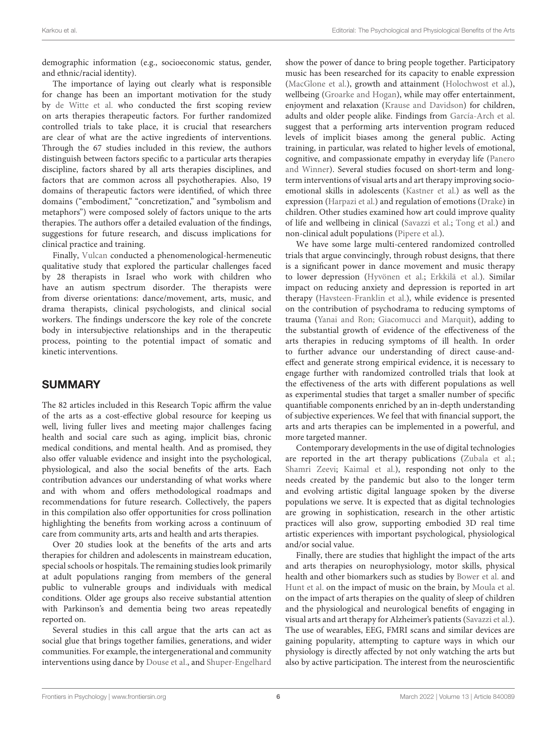demographic information (e.g., socioeconomic status, gender, and ethnic/racial identity).

The importance of laying out clearly what is responsible for change has been an important motivation for the study by de Witte et al. who conducted the first scoping review on arts therapies therapeutic factors. For further randomized controlled trials to take place, it is crucial that researchers are clear of what are the active ingredients of interventions. Through the 67 studies included in this review, the authors distinguish between factors specific to a particular arts therapies discipline, factors shared by all arts therapies disciplines, and factors that are common across all psychotherapies. Also, 19 domains of therapeutic factors were identified, of which three domains ("embodiment," "concretization," and "symbolism and metaphors") were composed solely of factors unique to the arts therapies. The authors offer a detailed evaluation of the findings, suggestions for future research, and discuss implications for clinical practice and training.

Finally, Vulcan conducted a phenomenological-hermeneutic qualitative study that explored the particular challenges faced by 28 therapists in Israel who work with children who have an autism spectrum disorder. The therapists were from diverse orientations: dance/movement, arts, music, and drama therapists, clinical psychologists, and clinical social workers. The findings underscore the key role of the concrete body in intersubjective relationships and in the therapeutic process, pointing to the potential impact of somatic and kinetic interventions.

## SUMMARY

The 82 articles included in this Research Topic affirm the value of the arts as a cost-effective global resource for keeping us well, living fuller lives and meeting major challenges facing health and social care such as aging, implicit bias, chronic medical conditions, and mental health. And as promised, they also offer valuable evidence and insight into the psychological, physiological, and also the social benefits of the arts. Each contribution advances our understanding of what works where and with whom and offers methodological roadmaps and recommendations for future research. Collectively, the papers in this compilation also offer opportunities for cross pollination highlighting the benefits from working across a continuum of care from community arts, arts and health and arts therapies.

Over 20 studies look at the benefits of the arts and arts therapies for children and adolescents in mainstream education, special schools or hospitals. The remaining studies look primarily at adult populations ranging from members of the general public to vulnerable groups and individuals with medical conditions. Older age groups also receive substantial attention with Parkinson's and dementia being two areas repeatedly reported on.

Several studies in this call argue that the arts can act as social glue that brings together families, generations, and wider communities. For example, the intergenerational and community interventions using dance by Douse et al., and Shuper-Engelhard show the power of dance to bring people together. Participatory music has been researched for its capacity to enable expression (MacGlone et al.), growth and attainment (Holochwost et al.), wellbeing (Groarke and Hogan), while may offer entertainment, enjoyment and relaxation (Krause and Davidson) for children, adults and older people alike. Findings from García-Arch et al. suggest that a performing arts intervention program reduced levels of implicit biases among the general public. Acting training, in particular, was related to higher levels of emotional, cognitive, and compassionate empathy in everyday life (Panero and Winner). Several studies focused on short-term and long-term interventions of visual arts and art therapy improving socio-emotional skills in adolescents (Kastner et al.) as well as the expression (Harpazi et al.) and regulation of emotions (Drake) in children. Other studies examined how art could improve quality of life and wellbeing in clinical (Savazzi et al.; Tong et al.) and non-clinical adult populations (Pipere et al.).

We have some large multi-centered randomized controlled trials that argue convincingly, through robust designs, that there is a significant power in dance movement and music therapy to lower depression (Hyvönen et al.; Erkkilä et al.). Similar impact on reducing anxiety and depression is reported in art therapy (Havsteen-Franklin et al.), while evidence is presented on the contribution of psychodrama to reducing symptoms of trauma (Yanai and Ron; Giacomucci and Marquit), adding to the substantial growth of evidence of the effectiveness of the arts therapies in reducing symptoms of ill health. In order to further advance our understanding of direct cause-and-effect and generate strong empirical evidence, it is necessary to engage further with randomized controlled trials that look at the effectiveness of the arts with different populations as well as experimental studies that target a smaller number of specific quantifiable components enriched by an in-depth understanding of subjective experiences. We feel that with financial support, the arts and arts therapies can be implemented in a powerful, and more targeted manner.

Contemporary developments in the use of digital technologies are reported in the art therapy publications (Zubala et al.; Shamri Zeevi; Kaimal et al.), responding not only to the needs created by the pandemic but also to the longer term and evolving artistic digital language spoken by the diverse populations we serve. It is expected that as digital technologies are growing in sophistication, research in the other artistic practices will also grow, supporting embodied 3D real time artistic experiences with important psychological, physiological and/or social value.

Finally, there are studies that highlight the impact of the arts and arts therapies on neurophysiology, motor skills, physical health and other biomarkers such as studies by Bower et al. and Hunt et al. on the impact of music on the brain, by Moula et al. on the impact of arts therapies on the quality of sleep of children and the physiological and neurological benefits of engaging in visual arts and art therapy for Alzheimer's patients (Savazzi et al.). The use of wearables, EEG, FMRI scans and similar devices are gaining popularity, attempting to capture ways in which our physiology is directly affected by not only watching the arts but also by active participation. The interest from the neuroscientific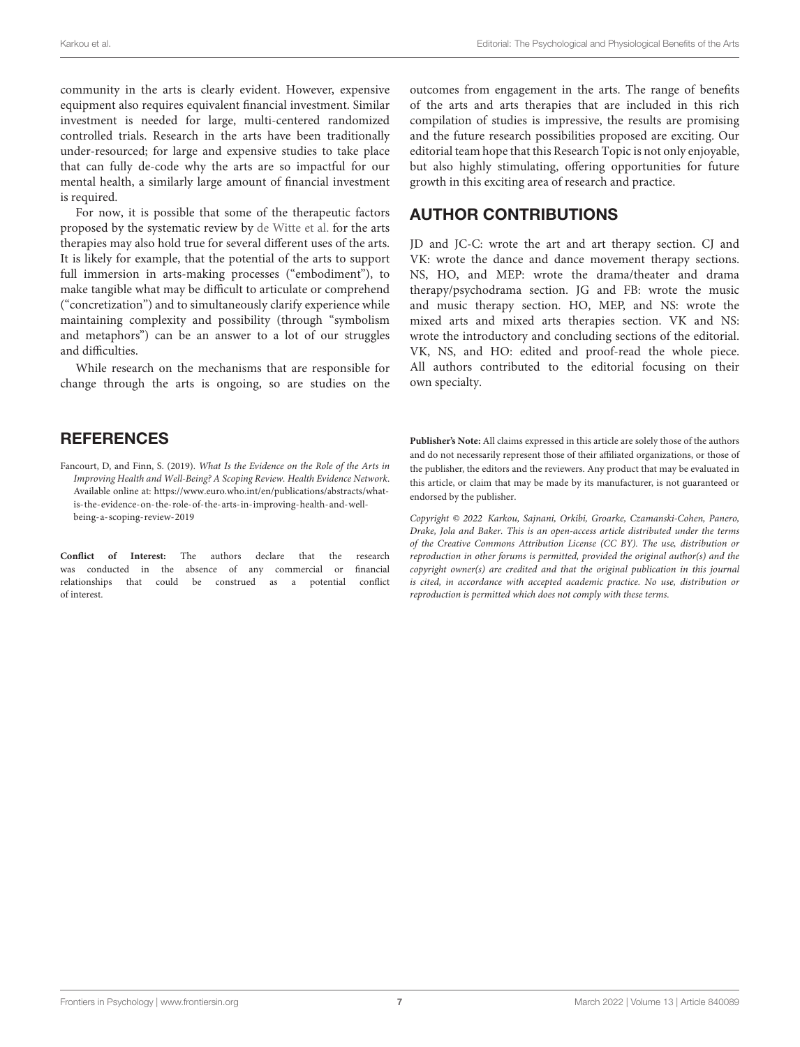community in the arts is clearly evident. However, expensive equipment also requires equivalent financial investment. Similar investment is needed for large, multi-centered randomized controlled trials. Research in the arts have been traditionally under-resourced; for large and expensive studies to take place that can fully de-code why the arts are so impactful for our mental health, a similarly large amount of financial investment is required.

For now, it is possible that some of the therapeutic factors proposed by the systematic review by de Witte et al. for the arts therapies may also hold true for several different uses of the arts. It is likely for example, that the potential of the arts to support full immersion in arts-making processes ("embodiment"), to make tangible what may be difficult to articulate or comprehend ("concretization") and to simultaneously clarify experience while maintaining complexity and possibility (through "symbolism and metaphors") can be an answer to a lot of our struggles and difficulties.

While research on the mechanisms that are responsible for change through the arts is ongoing, so are studies on the outcomes from engagement in the arts. The range of benefits of the arts and arts therapies that are included in this rich compilation of studies is impressive, the results are promising and the future research possibilities proposed are exciting. Our editorial team hope that this Research Topic is not only enjoyable, but also highly stimulating, offering opportunities for future growth in this exciting area of research and practice.

## AUTHOR CONTRIBUTIONS

JD and JC-C: wrote the art and art therapy section. CJ and VK: wrote the dance and dance movement therapy sections. NS, HO, and MEP: wrote the drama/theater and drama therapy/psychodrama section. JG and FB: wrote the music and music therapy section. HO, MEP, and NS: wrote the mixed arts and mixed arts therapies section. VK and NS: wrote the introductory and concluding sections of the editorial. VK, NS, and HO: edited and proof-read the whole piece. All authors contributed to the editorial focusing on their own specialty.

## REFERENCES

Fancourt, D, and Finn, S. (2019). *What Is the Evidence on the Role of the Arts in Improving Health and Well-Being? A Scoping Review. Health Evidence Network.* Available online at: https://www.euro.who.int/en/publications/abstracts/what-is-the-evidence-on-the-role-of-the-arts-in-improving-health-and-well-being-a-scoping-review-2019

**Conflict of Interest:** The authors declare that the research was conducted in the absence of any commercial or financial relationships that could be construed as a potential conflict of interest.

**Publisher's Note:** All claims expressed in this article are solely those of the authors and do not necessarily represent those of their affiliated organizations, or those of the publisher, the editors and the reviewers. Any product that may be evaluated in this article, or claim that may be made by its manufacturer, is not guaranteed or endorsed by the publisher.

*Copyright © 2022 Karkou, Sajnani, Orkibi, Groarke, Czamanski-Cohen, Panero, Drake, Jola and Baker. This is an open-access article distributed under the terms of the Creative Commons Attribution License (CC BY). The use, distribution or reproduction in other forums is permitted, provided the original author(s) and the copyright owner(s) are credited and that the original publication in this journal is cited, in accordance with accepted academic practice. No use, distribution or reproduction is permitted which does not comply with these terms.*